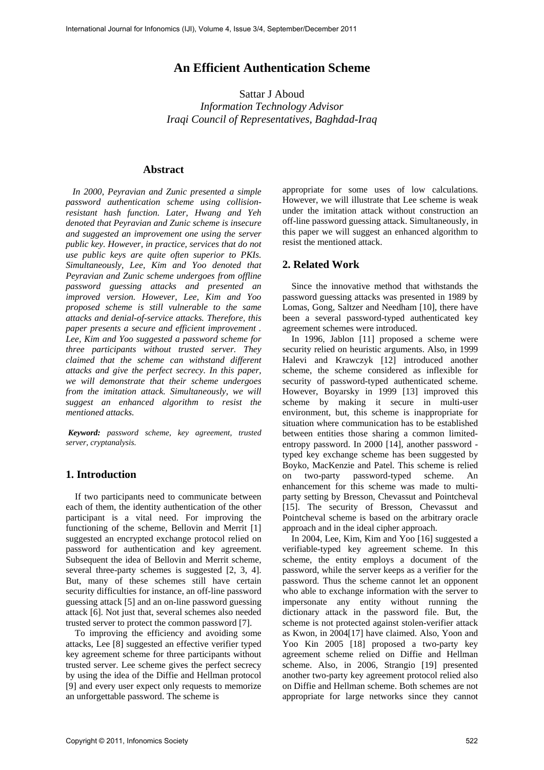# An Efficient Authentication Scheme

Sattar J Aboud
*Information Technology Advisor*
*Iraqi Council of Representatives, Baghdad-Iraq*

## Abstract

*In 2000, Peyravian and Zunic presented a simple password authentication scheme using collision-resistant hash function. Later, Hwang and Yeh denoted that Peyravian and Zunic scheme is insecure and suggested an improvement one using the server public key. However, in practice, services that do not use public keys are quite often superior to PKIs. Simultaneously, Lee, Kim and Yoo denoted that Peyravian and Zunic scheme undergoes from offline password guessing attacks and presented an improved version. However, Lee, Kim and Yoo proposed scheme is still vulnerable to the same attacks and denial-of-service attacks. Therefore, this paper presents a secure and efficient improvement . Lee, Kim and Yoo suggested a password scheme for three participants without trusted server. They claimed that the scheme can withstand different attacks and give the perfect secrecy. In this paper, we will demonstrate that their scheme undergoes from the imitation attack. Simultaneously, we will suggest an enhanced algorithm to resist the mentioned attacks.*

***Keyword:*** *password scheme, key agreement, trusted server, cryptanalysis.*

## 1. Introduction

If two participants need to communicate between each of them, the identity authentication of the other participant is a vital need. For improving the functioning of the scheme, Bellovin and Merrit [1] suggested an encrypted exchange protocol relied on password for authentication and key agreement. Subsequent the idea of Bellovin and Merrit scheme, several three-party schemes is suggested [2, 3, 4]. But, many of these schemes still have certain security difficulties for instance, an off-line password guessing attack [5] and an on-line password guessing attack [6]. Not just that, several schemes also needed trusted server to protect the common password [7].

To improving the efficiency and avoiding some attacks, Lee [8] suggested an effective verifier typed key agreement scheme for three participants without trusted server. Lee scheme gives the perfect secrecy by using the idea of the Diffie and Hellman protocol [9] and every user expect only requests to memorize an unforgettable password. The scheme is appropriate for some uses of low calculations. However, we will illustrate that Lee scheme is weak under the imitation attack without construction an off-line password guessing attack. Simultaneously, in this paper we will suggest an enhanced algorithm to resist the mentioned attack.

## 2. Related Work

Since the innovative method that withstands the password guessing attacks was presented in 1989 by Lomas, Gong, Saltzer and Needham [10], there have been a several password-typed authenticated key agreement schemes were introduced.

In 1996, Jablon [11] proposed a scheme were security relied on heuristic arguments. Also, in 1999 Halevi and Krawczyk [12] introduced another scheme, the scheme considered as inflexible for security of password-typed authenticated scheme. However, Boyarsky in 1999 [13] improved this scheme by making it secure in multi-user environment, but, this scheme is inappropriate for situation where communication has to be established between entities those sharing a common limited-entropy password. In 2000 [14], another password - typed key exchange scheme has been suggested by Boyko, MacKenzie and Patel. This scheme is relied on two-party password-typed scheme. An enhancement for this scheme was made to multi-party setting by Bresson, Chevassut and Pointcheval [15]. The security of Bresson, Chevassut and Pointcheval scheme is based on the arbitrary oracle approach and in the ideal cipher approach.

In 2004, Lee, Kim, Kim and Yoo [16] suggested a verifiable-typed key agreement scheme. In this scheme, the entity employs a document of the password, while the server keeps as a verifier for the password. Thus the scheme cannot let an opponent who able to exchange information with the server to impersonate any entity without running the dictionary attack in the password file. But, the scheme is not protected against stolen-verifier attack as Kwon, in 2004[17] have claimed. Also, Yoon and Yoo Kin 2005 [18] proposed a two-party key agreement scheme relied on Diffie and Hellman scheme. Also, in 2006, Strangio [19] presented another two-party key agreement protocol relied also on Diffie and Hellman scheme. Both schemes are not appropriate for large networks since they cannot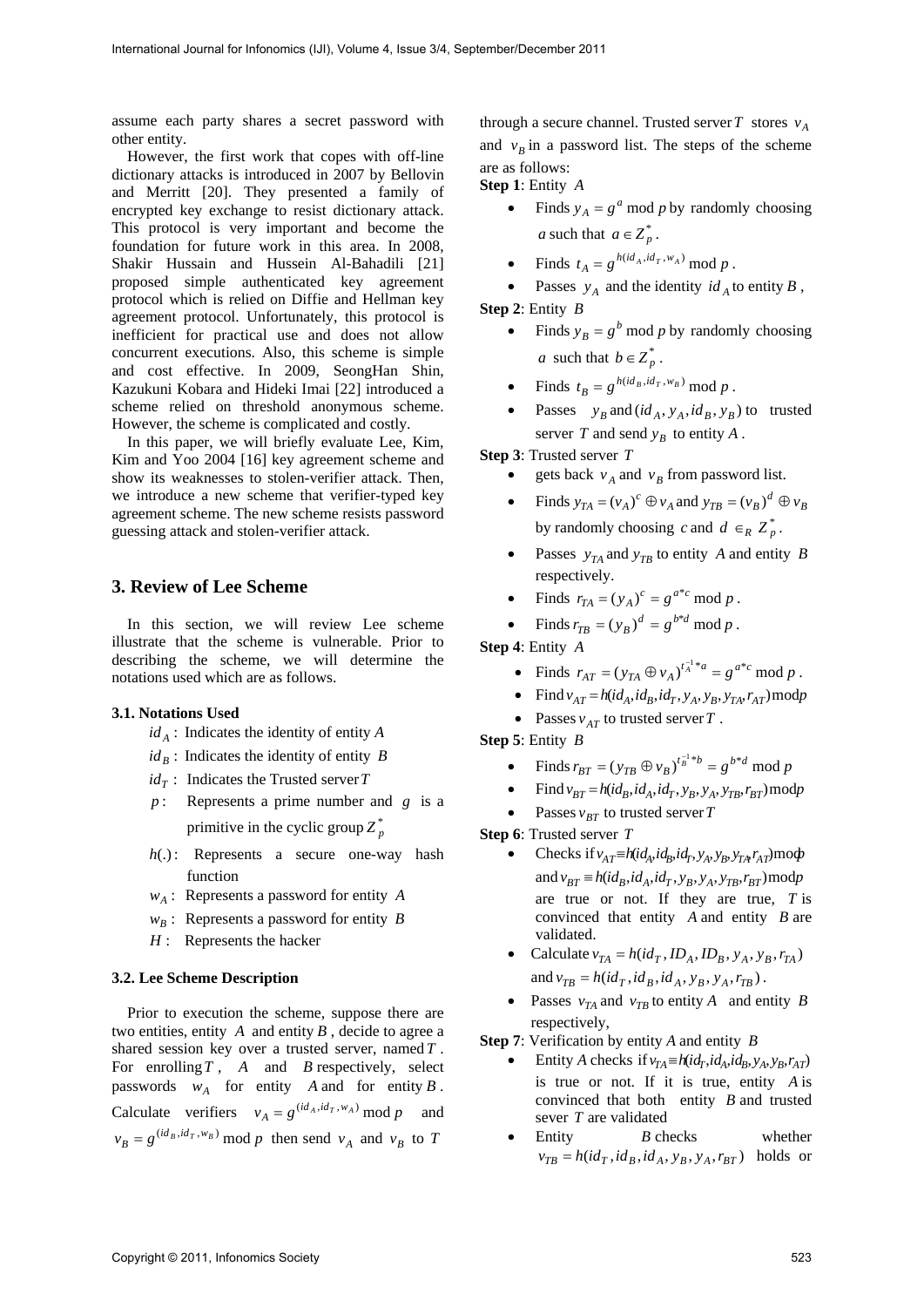assume each party shares a secret password with other entity.

However, the first work that copes with off-line dictionary attacks is introduced in 2007 by Bellovin and Merritt [20]. They presented a family of encrypted key exchange to resist dictionary attack. This protocol is very important and become the foundation for future work in this area. In 2008, Shakir Hussain and Hussein Al-Bahadili [21] proposed simple authenticated key agreement protocol which is relied on Diffie and Hellman key agreement protocol. Unfortunately, this protocol is inefficient for practical use and does not allow concurrent executions. Also, this scheme is simple and cost effective. In 2009, SeongHan Shin, Kazukuni Kobara and Hideki Imai [22] introduced a scheme relied on threshold anonymous scheme. However, the scheme is complicated and costly.

In this paper, we will briefly evaluate Lee, Kim, Kim and Yoo 2004 [16] key agreement scheme and show its weaknesses to stolen-verifier attack. Then, we introduce a new scheme that verifier-typed key agreement scheme. The new scheme resists password guessing attack and stolen-verifier attack.

## 3. Review of Lee Scheme

In this section, we will review Lee scheme illustrate that the scheme is vulnerable. Prior to describing the scheme, we will determine the notations used which are as follows.

### 3.1. Notations Used

- $id_A$ : Indicates the identity of entity $A$
- $id_B$ : Indicates the identity of entity $B$
- $id_T$ : Indicates the Trusted server $T$
- $p$ : Represents a prime number and $g$ is a primitive in the cyclic group $Z_p^*$
- $h(.)$ : Represents a secure one-way hash function
- $w_A$ : Represents a password for entity $A$
- $w_B$ : Represents a password for entity $B$
- $H$ : Represents the hacker

### 3.2. Lee Scheme Description

Prior to execution the scheme, suppose there are two entities, entity $A$ and entity $B$, decide to agree a shared session key over a trusted server, named $T$. For enrolling $T$, $A$ and $B$ respectively, select passwords $w_A$ for entity $A$ and for entity $B$. Calculate verifiers $v_A = g^{(id_A, id_T, w_A)} \bmod p$ and $v_B = g^{(id_B, id_T, w_B)} \bmod p$ then send $v_A$ and $v_B$ to $T$ through a secure channel. Trusted server $T$ stores $v_A$ and $v_B$ in a password list. The steps of the scheme are as follows:

**Step 1**: Entity $A$

- Finds $y_A = g^a \bmod p$ by randomly choosing $a$ such that $a \in Z_p^*$.
- Finds $t_A = g^{h(id_A, id_T, w_A)} \bmod p$.
- Passes $y_A$ and the identity $id_A$ to entity $B$,

**Step 2**: Entity $B$

- Finds $y_B = g^b \bmod p$ by randomly choosing $a$ such that $b \in Z_p^*$.
- Finds $t_B = g^{h(id_B, id_T, w_B)} \bmod p$.
- Passes $y_B$ and $(id_A, y_A, id_B, y_B)$ to trusted server $T$ and send $y_B$ to entity $A$.

**Step 3**: Trusted server $T$

- gets back $v_A$ and $v_B$ from password list.
- Finds $y_{TA} = (v_A)^c \oplus v_A$ and $y_{TB} = (v_B)^d \oplus v_B$ by randomly choosing $c$ and $d \in_R Z_p^*$.
- Passes $y_{TA}$ and $y_{TB}$ to entity $A$ and entity $B$ respectively.
- Finds $r_{TA} = (y_A)^c = g^{a*c} \bmod p$.
- Finds $r_{TB} = (y_B)^d = g^{b*d} \bmod p$.

**Step 4**: Entity $A$

- Finds $r_{AT} = (y_{TA} \oplus v_A)^{t_A^{-1}*a} = g^{a*c} \bmod p$.
- Find $v_{AT} = h(id_A, id_B, id_T, y_A, y_B, y_{TA}, r_{AT}) \bmod p$
- Passes $v_{AT}$ to trusted server $T$.

**Step 5**: Entity $B$

- Finds $r_{BT} = (y_{TB} \oplus v_B)^{t_B^{-1}*b} = g^{b*d} \bmod p$
- Find $v_{BT} = h(id_B, id_A, id_T, y_B, y_A, y_{TB}, r_{BT}) \bmod p$
- Passes $v_{BT}$ to trusted server $T$

**Step 6**: Trusted server $T$

- Checks if $v_{AT} \equiv h(id_A, id_B, id_T, y_A, y_B, y_{TA}, r_{AT}) \bmod p$ and $v_{BT} \equiv h(id_B, id_A, id_T, y_B, y_A, y_{TB}, r_{BT}) \bmod p$ are true or not. If they are true, $T$ is convinced that entity $A$ and entity $B$ are validated.
- Calculate $v_{TA} = h(id_T, ID_A, ID_B, y_A, y_B, r_{TA})$ and $v_{TB} = h(id_T, id_B, id_A, y_B, y_A, r_{TB})$.
- Passes $v_{TA}$ and $v_{TB}$ to entity $A$ and entity $B$ respectively,

**Step 7**: Verification by entity $A$ and entity $B$

- Entity $A$ checks if $v_{TA} \equiv h(id_T, id_A, id_B, y_A, y_B, r_{AT})$ is true or not. If it is true, entity $A$ is convinced that both entity $B$ and trusted sever $T$ are validated
- Entity $B$ checks whether $v_{TB} = h(id_T, id_B, id_A, y_B, y_A, r_{BT})$ holds or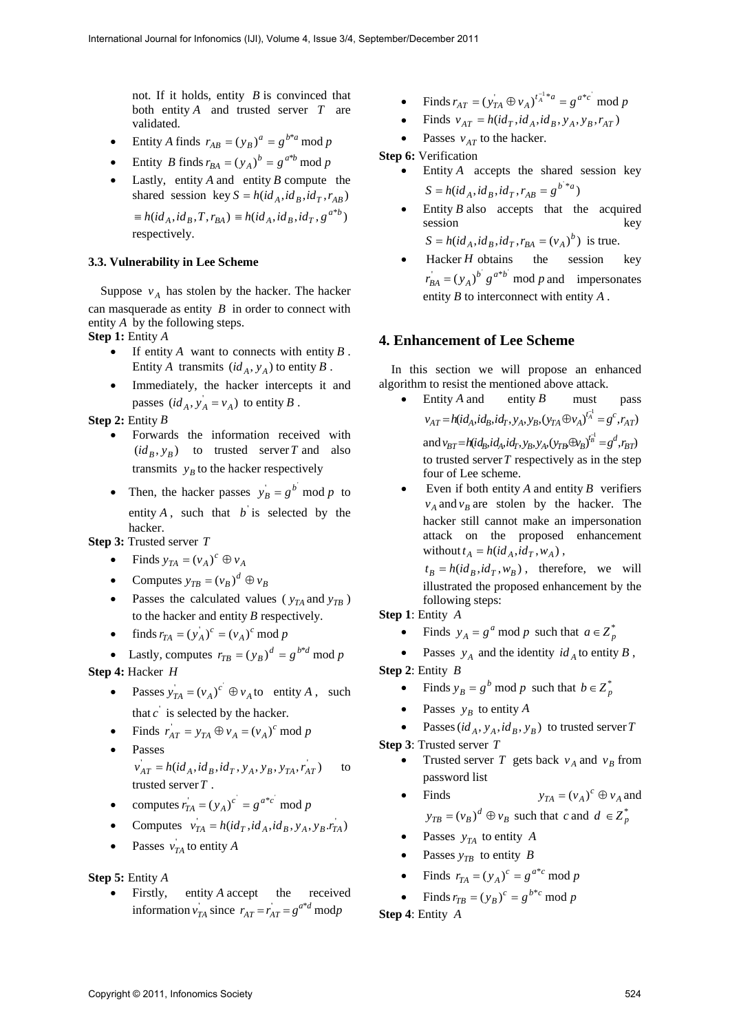not. If it holds, entity $B$ is convinced that both entity $A$ and trusted server $T$ are validated.

- Entity $A$ finds $r_{AB} = (y_B)^a = g^{b*a} \bmod p$
- Entity $B$ finds $r_{BA} = (y_A)^b = g^{a*b} \bmod p$
- Lastly, entity $A$ and entity $B$ compute the shared session key $S = h(id_A, id_B, id_T, r_{AB})$ $\equiv h(id_A, id_B, T, r_{BA}) \equiv h(id_A, id_B, id_T, g^{a*b})$ respectively.

### 3.3. Vulnerability in Lee Scheme

Suppose $v_A$ has stolen by the hacker. The hacker can masquerade as entity $B$ in order to connect with entity $A$ by the following steps.

**Step 1:** Entity $A$

- If entity $A$ want to connects with entity $B$. Entity $A$ transmits $(id_A, y_A)$ to entity $B$.
- Immediately, the hacker intercepts it and passes $(id_A, y_A^{'} = v_A)$ to entity $B$.

**Step 2:** Entity $B$

- Forwards the information received with $(id_B, y_B)$ to trusted server $T$ and also transmits $y_B$ to the hacker respectively
- Then, the hacker passes $y_B^{'} = g^{b^{'}} \bmod p$ to entity $A$, such that $b^{'}$ is selected by the hacker.

**Step 3:** Trusted server $T$

- Finds $y_{TA} = (v_A)^c \oplus v_A$
- Computes $y_{TB} = (v_B)^d \oplus v_B$
- Passes the calculated values ($y_{TA}$ and $y_{TB}$) to the hacker and entity $B$ respectively.
- finds $r_{TA} = (y_A^{'})^c = (v_A)^c \bmod p$
- Lastly, computes $r_{TB} = (y_B)^d = g^{b*d} \bmod p$

**Step 4:** Hacker $H$

- Passes $y_{TA}^{'} = (v_A)^{c^{'}} \oplus v_A$ to entity $A$, such that $c^{'}$ is selected by the hacker.
- Finds $r_{AT}^{'} = y_{TA} \oplus v_A = (v_A)^c \bmod p$
- Passes $v_{AT}^{'} = h(id_A, id_B, id_T, y_A, y_B, y_{TA}^{'}, r_{AT}^{'})$ to trusted server $T$.
- computes $r_{TA}^{'} = (y_A)^{c^{'}} = g^{a*c^{'}} \bmod p$
- Computes $v_{TA}^{'} = h(id_T, id_A, id_B, y_A, y_B.r_{TA}^{'})$
- Passes $v_{TA}^{'}$ to entity $A$

**Step 5:** Entity $A$

- Firstly, entity $A$ accept the received information $v_{TA}^{'}$ since $r_{AT} = r_{AT}^{'} = g^{a*d} \bmod p$
- Finds $r_{AT} = (y_{TA}^{'} \oplus v_A)^{t_A^{-1}*a} = g^{a*c^{'}} \bmod p$
- Finds $v_{AT} = h(id_T, id_A, id_B, y_A, y_B, r_{AT})$
- Passes $v_{AT}$ to the hacker.

**Step 6:** Verification

- Entity $A$ accepts the shared session key $S = h(id_A, id_B, id_T, r_{AB} = g^{b^{'}*a})$
- Entity $B$ also accepts that the acquired session key $S = h(id_A, id_B, id_T, r_{BA} = (v_A)^b)$ is true.
- Hacker $H$ obtains the session key $r_{BA}^{'} = (y_A)^{b^{'}} g^{a*b^{'}} \bmod p$ and impersonates entity $B$ to interconnect with entity $A$.

## 4. Enhancement of Lee Scheme

In this section we will propose an enhanced algorithm to resist the mentioned above attack.

- Entity $A$ and entity $B$ must pass $v_{AT} = h(id_A, id_B, id_T, y_A, y_B, (y_{TA} \oplus v_A)^{t_A^{-1}} = g^c, r_{AT})$ and $v_{BT} = h(id_B, id_A, id_T, y_B, y_A, (y_{TB} \oplus v_B)^{t_B^{-1}} = g^d, r_{BT})$ to trusted server $T$ respectively as in the step four of Lee scheme.
- Even if both entity $A$ and entity $B$ verifiers $v_A$ and $v_B$ are stolen by the hacker. The hacker still cannot make an impersonation attack on the proposed enhancement without $t_A = h(id_A, id_T, w_A)$, $t_B = h(id_B, id_T, w_B)$, therefore, we will illustrated the proposed enhancement by the following steps:

**Step 1**: Entity $A$

- Finds $y_A = g^a \bmod p$ such that $a \in Z_p^*$
- Passes $y_A$ and the identity $id_A$ to entity $B$,

**Step 2**: Entity $B$

- Finds $y_B = g^b \bmod p$ such that $b \in Z_p^*$
- Passes $y_B$ to entity $A$
- Passes $(id_A, y_A, id_B, y_B)$ to trusted server $T$

**Step 3**: Trusted server $T$

- Trusted server $T$ gets back $v_A$ and $v_B$ from password list
- Finds $y_{TA} = (v_A)^c \oplus v_A$ and $y_{TB} = (v_B)^d \oplus v_B$ such that $c$ and $d \in Z_p^*$
- Passes $y_{TA}$ to entity $A$
- Passes $y_{TB}$ to entity $B$
- Finds $r_{TA} = (y_A)^c = g^{a*c} \bmod p$
- Finds $r_{TB} = (y_B)^c = g^{b*c} \bmod p$

**Step 4**: Entity $A$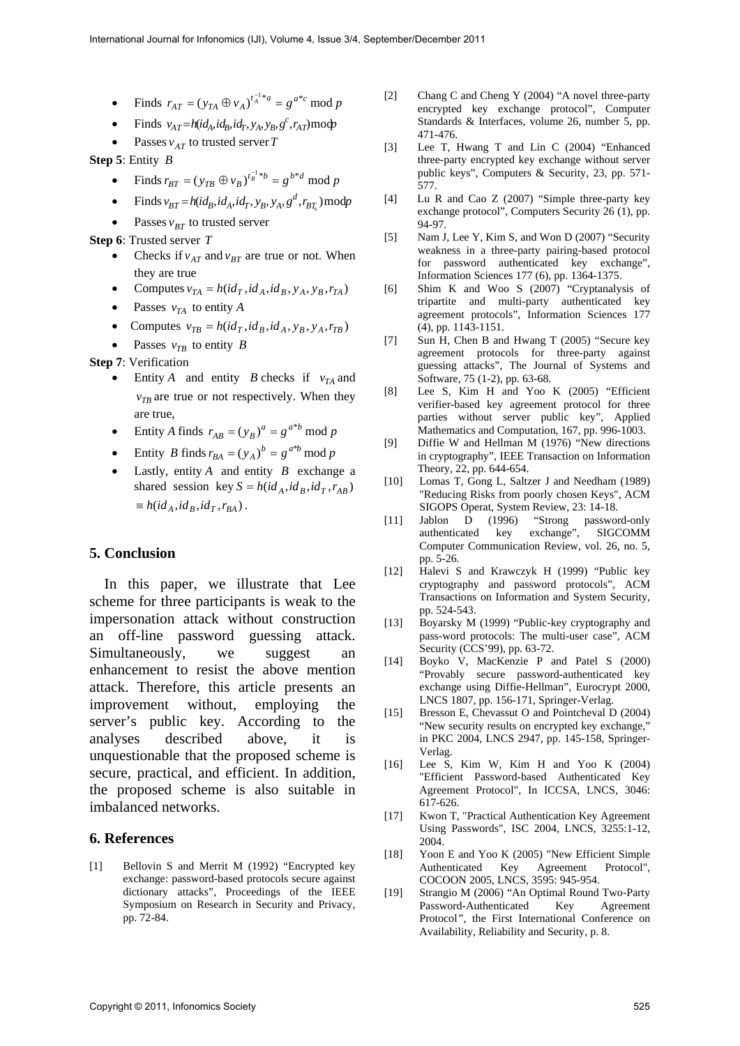- Finds $r_{AT} = (y_{TA} \oplus v_A)^{t_A^{-1} * a} = g^{a*c} \bmod p$
- Finds $v_{AT} = h(id_A, id_B, id_T, y_A, y_B, g^c, r_{AT}) \bmod p$
- Passes $v_{AT}$ to trusted server $T$

**Step 5**: Entity $B$

- Finds $r_{BT} = (y_{TB} \oplus v_B)^{t_B^{-1} * b} = g^{b*d} \bmod p$
- Finds $v_{BT} = h(id_B, id_A, id_T, y_B, y_A, g^d, r_{BT_s}) \bmod p$
- Passes $v_{BT}$ to trusted server

**Step 6**: Trusted server $T$

- Checks if $v_{AT}$ and $v_{BT}$ are true or not. When they are true
- Computes $v_{TA} = h(id_T, id_A, id_B, y_A, y_B, r_{TA})$
- Passes $v_{TA}$ to entity $A$
- Computes $v_{TB} = h(id_T, id_B, id_A, y_B, y_A, r_{TB})$
- Passes $v_{TB}$ to entity $B$

**Step 7**: Verification

- Entity $A$ and entity $B$ checks if $v_{TA}$ and $v_{TB}$ are true or not respectively. When they are true,
- Entity $A$ finds $r_{AB} = (y_B)^a = g^{a*b} \bmod p$
- Entity $B$ finds $r_{BA} = (y_A)^b = g^{a*b} \bmod p$
- Lastly, entity $A$ and entity $B$ exchange a shared session key $S = h(id_A, id_B, id_T, r_{AB})$ $\equiv h(id_A, id_B, id_T, r_{BA})$.

## 5. Conclusion

In this paper, we illustrate that Lee scheme for three participants is weak to the impersonation attack without construction an off-line password guessing attack. Simultaneously, we suggest an enhancement to resist the above mention attack. Therefore, this article presents an improvement without, employing the server's public key. According to the analyses described above, it is unquestionable that the proposed scheme is secure, practical, and efficient. In addition, the proposed scheme is also suitable in imbalanced networks.

## 6. References

[1] Bellovin S and Merrit M (1992) "Encrypted key exchange: password-based protocols secure against dictionary attacks", Proceedings of the IEEE Symposium on Research in Security and Privacy, pp. 72-84.

[2] Chang C and Cheng Y (2004) "A novel three-party encrypted key exchange protocol", Computer Standards & Interfaces, volume 26, number 5, pp. 471-476.

[3] Lee T, Hwang T and Lin C (2004) "Enhanced three-party encrypted key exchange without server public keys", Computers & Security, 23, pp. 571-577.

[4] Lu R and Cao Z (2007) "Simple three-party key exchange protocol", Computers Security 26 (1), pp. 94-97.

[5] Nam J, Lee Y, Kim S, and Won D (2007) "Security weakness in a three-party pairing-based protocol for password authenticated key exchange", Information Sciences 177 (6), pp. 1364-1375.

[6] Shim K and Woo S (2007) "Cryptanalysis of tripartite and multi-party authenticated key agreement protocols", Information Sciences 177 (4), pp. 1143-1151.

[7] Sun H, Chen B and Hwang T (2005) "Secure key agreement protocols for three-party against guessing attacks", The Journal of Systems and Software, 75 (1-2), pp. 63-68.

[8] Lee S, Kim H and Yoo K (2005) "Efficient verifier-based key agreement protocol for three parties without server public key", Applied Mathematics and Computation, 167, pp. 996-1003.

[9] Diffie W and Hellman M (1976) "New directions in cryptography", IEEE Transaction on Information Theory, 22, pp. 644-654.

[10] Lomas T, Gong L, Saltzer J and Needham (1989) "Reducing Risks from poorly chosen Keys", ACM SIGOPS Operat, System Review, 23: 14-18.

[11] Jablon D (1996) "Strong password-only authenticated key exchange", SIGCOMM Computer Communication Review, vol. 26, no. 5, pp. 5-26.

[12] Halevi S and Krawczyk H (1999) "Public key cryptography and password protocols", ACM Transactions on Information and System Security, pp. 524-543.

[13] Boyarsky M (1999) "Public-key cryptography and pass-word protocols: The multi-user case", ACM Security (CCS'99), pp. 63-72.

[14] Boyko V, MacKenzie P and Patel S (2000) "Provably secure password-authenticated key exchange using Diffie-Hellman", Eurocrypt 2000, LNCS 1807, pp. 156-171, Springer-Verlag.

[15] Bresson E, Chevassut O and Pointcheval D (2004) "New security results on encrypted key exchange," in PKC 2004, LNCS 2947, pp. 145-158, Springer-Verlag.

[16] Lee S, Kim W, Kim H and Yoo K (2004) "Efficient Password-based Authenticated Key Agreement Protocol", In ICCSA, LNCS, 3046: 617-626.

[17] Kwon T, "Practical Authentication Key Agreement Using Passwords", ISC 2004, LNCS, 3255:1-12, 2004.

[18] Yoon E and Yoo K (2005) "New Efficient Simple Authenticated Key Agreement Protocol", COCOON 2005, LNCS, 3595: 945-954.

[19] Strangio M (2006) "An Optimal Round Two-Party Password-Authenticated Key Agreement Protocol", the First International Conference on Availability, Reliability and Security, p. 8.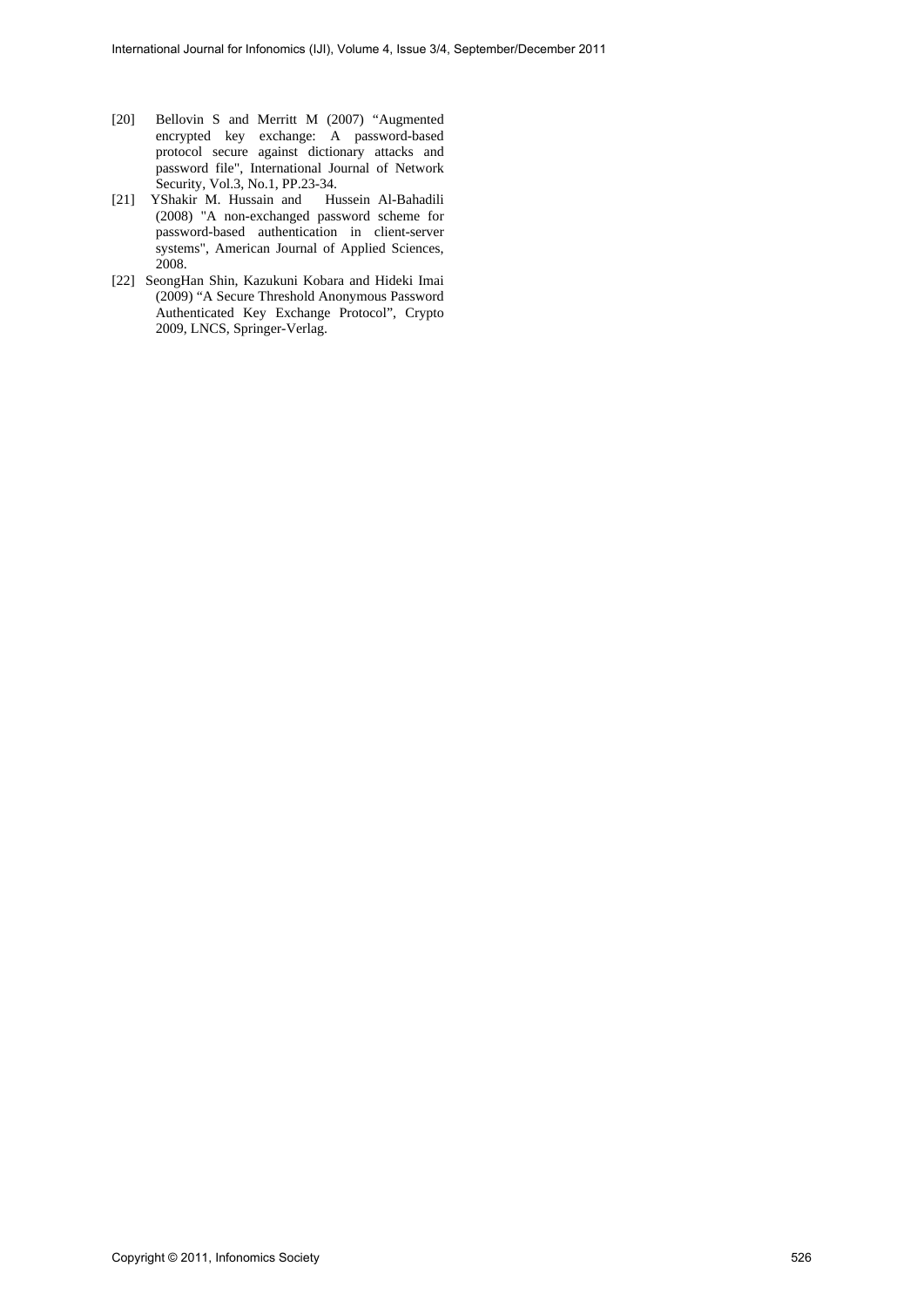[20] Bellovin S and Merritt M (2007) "Augmented encrypted key exchange: A password-based protocol secure against dictionary attacks and password file", International Journal of Network Security, Vol.3, No.1, PP.23-34.

[21] YShakir M. Hussain and Hussein Al-Bahadili (2008) "A non-exchanged password scheme for password-based authentication in client-server systems", American Journal of Applied Sciences, 2008.

[22] SeongHan Shin, Kazukuni Kobara and Hideki Imai (2009) "A Secure Threshold Anonymous Password Authenticated Key Exchange Protocol", Crypto 2009, LNCS, Springer-Verlag.